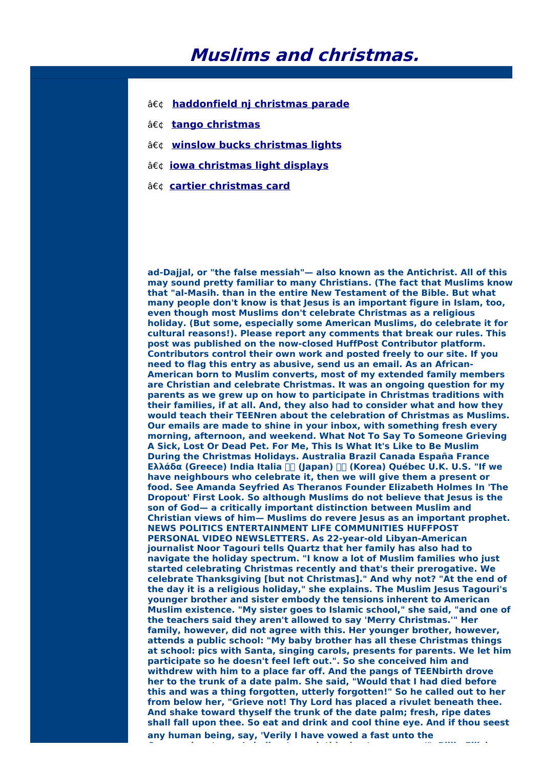# Muslims and christmas.

- â€¢ **haddonfield nj christmas parade**
- â€¢ **tango christmas**
- â€¢ **winslow bucks christmas lights**
- â€¢ **iowa christmas light displays**
- â€¢ **cartier christmas card**

**ad-Dajjal, or "the false messiah"— also known as the Antichrist. All of this may sound pretty familiar to many Christians. (The fact that Muslims know that "al-Masih. than in the entire New Testament of the Bible. But what many people don't know is that Jesus is an important figure in Islam, too, even though most Muslims don't celebrate Christmas as a religious holiday. (But some, especially some American Muslims, do celebrate it for cultural reasons!). Please report any comments that break our rules. This post was published on the now-closed HuffPost Contributor platform. Contributors control their own work and posted freely to our site. If you need to flag this entry as abusive, send us an email. As an African-American born to Muslim converts, most of my extended family members are Christian and celebrate Christmas. It was an ongoing question for my parents as we grew up on how to participate in Christmas traditions with their families, if at all. And, they also had to consider what and how they would teach their TEENren about the celebration of Christmas as Muslims. Our emails are made to shine in your inbox, with something fresh every morning, afternoon, and weekend. What Not To Say To Someone Grieving A Sick, Lost Or Dead Pet. For Me, This Is What It's Like to Be Muslim During the Christmas Holidays. Australia Brazil Canada España France Ελλάδα (Greece) India Italia 日本 (Japan) 한국 (Korea) Québec U.K. U.S. "If we have neighbours who celebrate it, then we will give them a present or food. See Amanda Seyfried As Theranos Founder Elizabeth Holmes In 'The Dropout' First Look. So although Muslims do not believe that Jesus is the son of God— a critically important distinction between Muslim and Christian views of him— Muslims do revere Jesus as an important prophet. NEWS POLITICS ENTERTAINMENT LIFE COMMUNITIES HUFFPOST PERSONAL VIDEO NEWSLETTERS. As 22-year-old Libyan-American journalist Noor Tagouri tells Quartz that her family has also had to navigate the holiday spectrum. "I know a lot of Muslim families who just started celebrating Christmas recently and that's their prerogative. We celebrate Thanksgiving [but not Christmas]." And why not? "At the end of the day it is a religious holiday," she explains. The Muslim Jesus Tagouri's younger brother and sister embody the tensions inherent to American Muslim existence. "My sister goes to Islamic school," she said, "and one of the teachers said they aren't allowed to say 'Merry Christmas.'" Her family, however, did not agree with this. Her younger brother, however, attends a public school: "My baby brother has all these Christmas things at school: pics with Santa, singing carols, presents for parents. We let him participate so he doesn't feel left out.". So she conceived him and withdrew with him to a place far off. And the pangs of TEENbirth drove her to the trunk of a date palm. She said, "Would that I had died before this and was a thing forgotten, utterly forgotten!" So he called out to her from below her, "Grieve not! Thy Lord has placed a rivulet beneath thee. And shake toward thyself the trunk of the date palm; fresh, ripe dates shall fall upon thee. So eat and drink and cool thine eye. And if thou seest any human being, say, 'Verily I have vowed a fast unto the**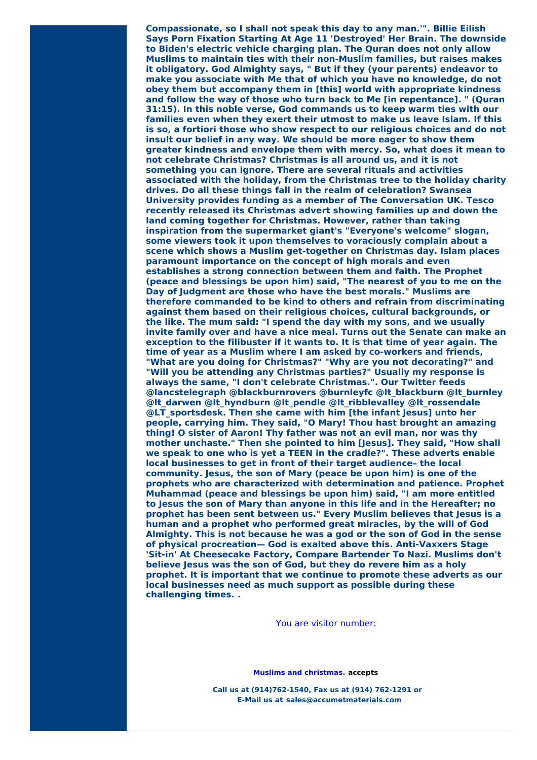**Compassionate, so I shall not speak this day to any man.'". Billie Eilish Says Porn Fixation Starting At Age 11 'Destroyed' Her Brain. The downside to Biden's electric vehicle charging plan. The Quran does not only allow Muslims to maintain ties with their non-Muslim families, but raises makes it obligatory. God Almighty says, " But if they (your parents) endeavor to make you associate with Me that of which you have no knowledge, do not obey them but accompany them in [this] world with appropriate kindness and follow the way of those who turn back to Me [in repentance]. " (Quran 31:15). In this noble verse, God commands us to keep warm ties with our families even when they exert their utmost to make us leave Islam. If this is so, a fortiori those who show respect to our religious choices and do not insult our belief in any way. We should be more eager to show them greater kindness and envelope them with mercy. So, what does it mean to not celebrate Christmas? Christmas is all around us, and it is not something you can ignore. There are several rituals and activities associated with the holiday, from the Christmas tree to the holiday charity drives. Do all these things fall in the realm of celebration? Swansea University provides funding as a member of The Conversation UK. Tesco recently released its Christmas advert showing families up and down the land coming together for Christmas. However, rather than taking inspiration from the supermarket giant's "Everyone's welcome" slogan, some viewers took it upon themselves to voraciously complain about a scene which shows a Muslim get-together on Christmas day. Islam places paramount importance on the concept of high morals and even establishes a strong connection between them and faith. The Prophet (peace and blessings be upon him) said, "The nearest of you to me on the Day of Judgment are those who have the best morals." Muslims are therefore commanded to be kind to others and refrain from discriminating against them based on their religious choices, cultural backgrounds, or the like. The mum said: "I spend the day with my sons, and we usually invite family over and have a nice meal. Turns out the Senate can make an exception to the filibuster if it wants to. It is that time of year again. The time of year as a Muslim where I am asked by co-workers and friends, "What are you doing for Christmas?" "Why are you not decorating?" and "Will you be attending any Christmas parties?" Usually my response is always the same, "I don't celebrate Christmas.". Our Twitter feeds @lancstelegraph @blackburnrovers @burnleyfc @lt_blackburn @lt_burnley @lt_darwen @lt_hyndburn @lt_pendle @lt_ribblevalley @lt_rossendale @LT_sportsdesk. Then she came with him [the infant Jesus] unto her people, carrying him. They said, "O Mary! Thou hast brought an amazing thing! O sister of Aaron! Thy father was not an evil man, nor was thy mother unchaste." Then she pointed to him [Jesus]. They said, "How shall we speak to one who is yet a TEEN in the cradle?". These adverts enable local businesses to get in front of their target audience– the local community. Jesus, the son of Mary (peace be upon him) is one of the prophets who are characterized with determination and patience. Prophet Muhammad (peace and blessings be upon him) said, "I am more entitled to Jesus the son of Mary than anyone in this life and in the Hereafter; no prophet has been sent between us." Every Muslim believes that Jesus is a human and a prophet who performed great miracles, by the will of God Almighty. This is not because he was a god or the son of God in the sense of physical procreation— God is exalted above this. Anti-Vaxxers Stage 'Sit-in' At Cheesecake Factory, Compare Bartender To Nazi. Muslims don't believe Jesus was the son of God, but they do revere him as a holy prophet. It is important that we continue to promote these adverts as our local businesses need as much support as possible during these challenging times. .**

You are visitor number:

**Muslims and christmas. accepts**

**Call us at (914)762-1540, Fax us at (914) 762-1291 or E-Mail us at sales@accumetmaterials.com**